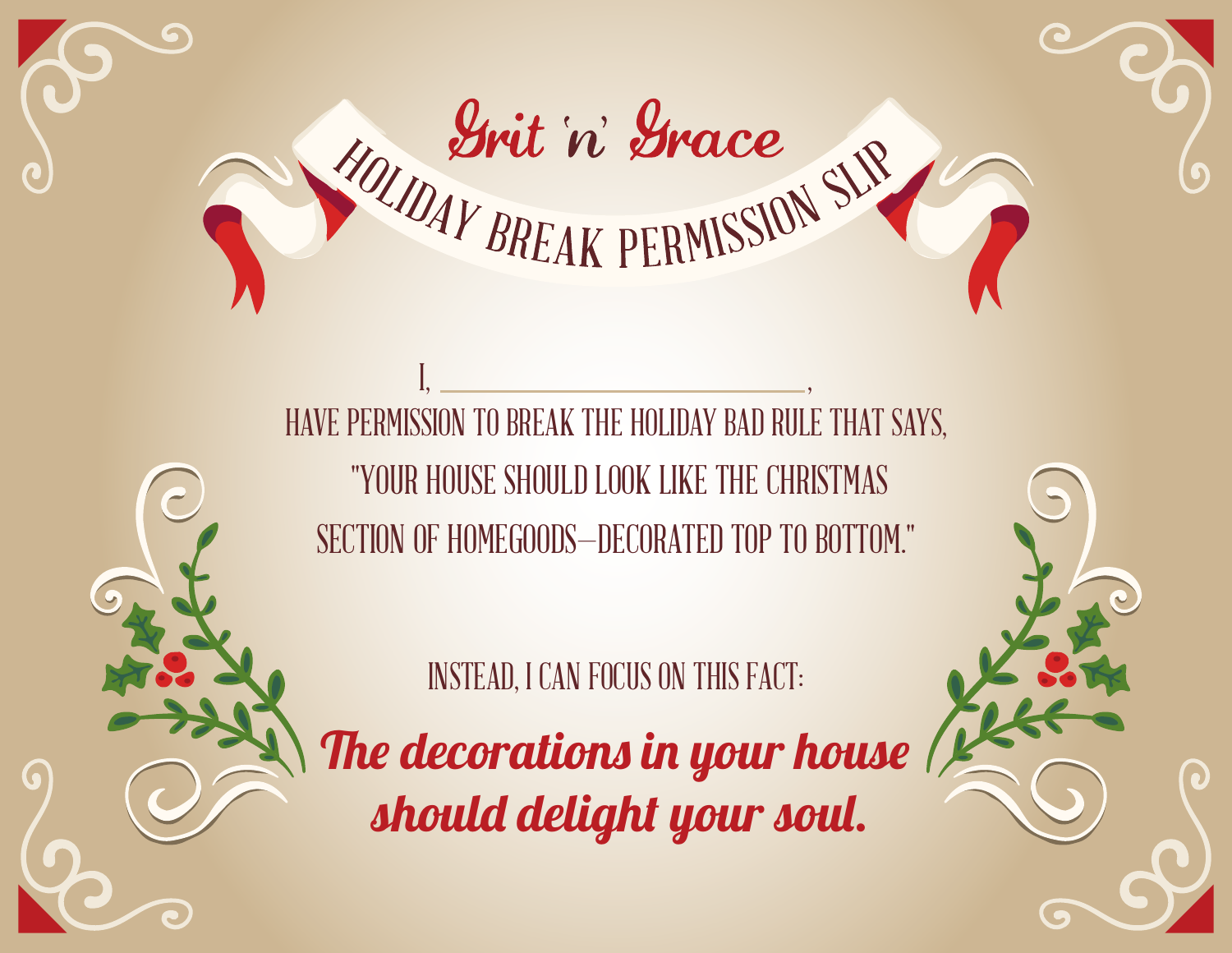# Grit 'n' Grace

## HOLIDAY BREAK PERMISSION SLIP

I, ______________________________,

HAVE PERMISSION TO BREAK THE HOLIDAY BAD RULE THAT SAYS, "YOUR HOUSE SHOULD LOOK LIKE THE CHRISTMAS SECTION OF HOMEGOODS—DECORATED TOP TO BOTTOM."

INSTEAD, I CAN FOCUS ON THIS FACT:

***The decorations in your house should delight your soul.***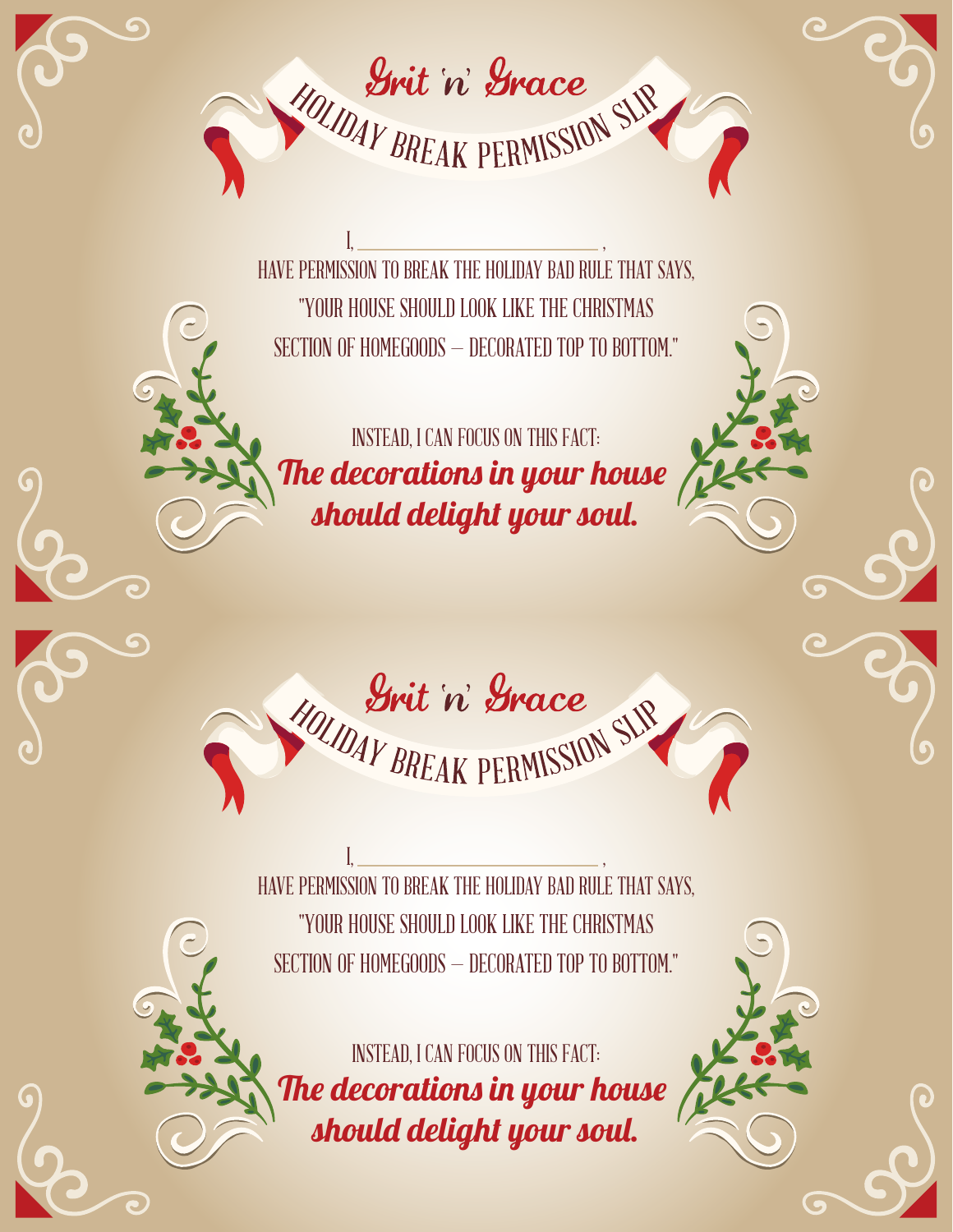# Grit 'n' Grace

## HOLIDAY BREAK PERMISSION SLIP

I, ______________________________ ,

HAVE PERMISSION TO BREAK THE HOLIDAY BAD RULE THAT SAYS,

"YOUR HOUSE SHOULD LOOK LIKE THE CHRISTMAS SECTION OF HOMEGOODS – DECORATED TOP TO BOTTOM."

INSTEAD, I CAN FOCUS ON THIS FACT:

***The decorations in your house should delight your soul.***

# Grit 'n' Grace

## HOLIDAY BREAK PERMISSION SLIP

I, ______________________________ ,

HAVE PERMISSION TO BREAK THE HOLIDAY BAD RULE THAT SAYS,

"YOUR HOUSE SHOULD LOOK LIKE THE CHRISTMAS SECTION OF HOMEGOODS – DECORATED TOP TO BOTTOM."

INSTEAD, I CAN FOCUS ON THIS FACT:

***The decorations in your house should delight your soul.***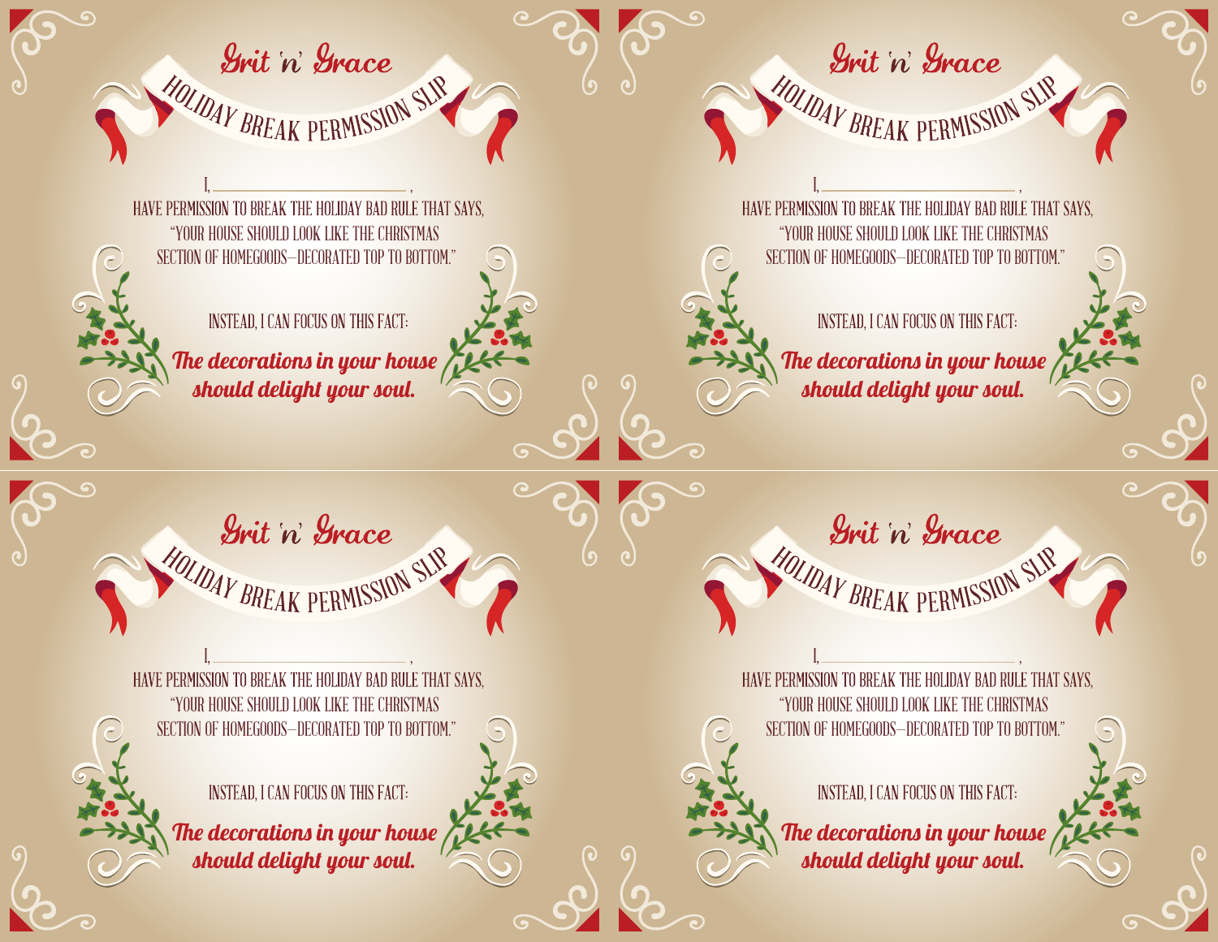## Grit 'n' Grace

### HOLIDAY BREAK PERMISSION SLIP

I, ______________________________ ,
HAVE PERMISSION TO BREAK THE HOLIDAY BAD RULE THAT SAYS,
"YOUR HOUSE SHOULD LOOK LIKE THE CHRISTMAS
SECTION OF HOMEGOODS—DECORATED TOP TO BOTTOM."

INSTEAD, I CAN FOCUS ON THIS FACT:

***The decorations in your house should delight your soul.***

---

## Grit 'n' Grace

### HOLIDAY BREAK PERMISSION SLIP

I, ______________________________ ,
HAVE PERMISSION TO BREAK THE HOLIDAY BAD RULE THAT SAYS,
"YOUR HOUSE SHOULD LOOK LIKE THE CHRISTMAS
SECTION OF HOMEGOODS—DECORATED TOP TO BOTTOM."

INSTEAD, I CAN FOCUS ON THIS FACT:

***The decorations in your house should delight your soul.***

---

## Grit 'n' Grace

### HOLIDAY BREAK PERMISSION SLIP

I, ______________________________ ,
HAVE PERMISSION TO BREAK THE HOLIDAY BAD RULE THAT SAYS,
"YOUR HOUSE SHOULD LOOK LIKE THE CHRISTMAS
SECTION OF HOMEGOODS—DECORATED TOP TO BOTTOM."

INSTEAD, I CAN FOCUS ON THIS FACT:

***The decorations in your house should delight your soul.***

---

## Grit 'n' Grace

### HOLIDAY BREAK PERMISSION SLIP

I, ______________________________ ,
HAVE PERMISSION TO BREAK THE HOLIDAY BAD RULE THAT SAYS,
"YOUR HOUSE SHOULD LOOK LIKE THE CHRISTMAS
SECTION OF HOMEGOODS—DECORATED TOP TO BOTTOM."

INSTEAD, I CAN FOCUS ON THIS FACT:

***The decorations in your house should delight your soul.***